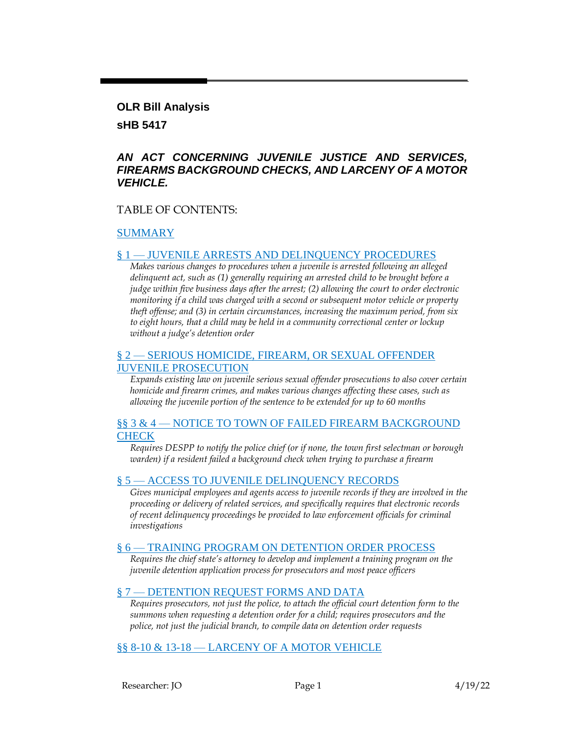**OLR Bill Analysis**

**sHB 5417**

***AN ACT CONCERNING JUVENILE JUSTICE AND SERVICES, FIREARMS BACKGROUND CHECKS, AND LARCENY OF A MOTOR VEHICLE.***

TABLE OF CONTENTS:

SUMMARY

§ 1 — JUVENILE ARRESTS AND DELINQUENCY PROCEDURES

*Makes various changes to procedures when a juvenile is arrested following an alleged delinquent act, such as (1) generally requiring an arrested child to be brought before a judge within five business days after the arrest; (2) allowing the court to order electronic monitoring if a child was charged with a second or subsequent motor vehicle or property theft offense; and (3) in certain circumstances, increasing the maximum period, from six to eight hours, that a child may be held in a community correctional center or lockup without a judge's detention order*

§ 2 — SERIOUS HOMICIDE, FIREARM, OR SEXUAL OFFENDER JUVENILE PROSECUTION

*Expands existing law on juvenile serious sexual offender prosecutions to also cover certain homicide and firearm crimes, and makes various changes affecting these cases, such as allowing the juvenile portion of the sentence to be extended for up to 60 months*

§§ 3 & 4 — NOTICE TO TOWN OF FAILED FIREARM BACKGROUND CHECK

*Requires DESPP to notify the police chief (or if none, the town first selectman or borough warden) if a resident failed a background check when trying to purchase a firearm*

§ 5 — ACCESS TO JUVENILE DELINQUENCY RECORDS

*Gives municipal employees and agents access to juvenile records if they are involved in the proceeding or delivery of related services, and specifically requires that electronic records of recent delinquency proceedings be provided to law enforcement officials for criminal investigations*

§ 6 — TRAINING PROGRAM ON DETENTION ORDER PROCESS

*Requires the chief state's attorney to develop and implement a training program on the juvenile detention application process for prosecutors and most peace officers*

§ 7 — DETENTION REQUEST FORMS AND DATA

*Requires prosecutors, not just the police, to attach the official court detention form to the summons when requesting a detention order for a child; requires prosecutors and the police, not just the judicial branch, to compile data on detention order requests*

§§ 8-10 & 13-18 — LARCENY OF A MOTOR VEHICLE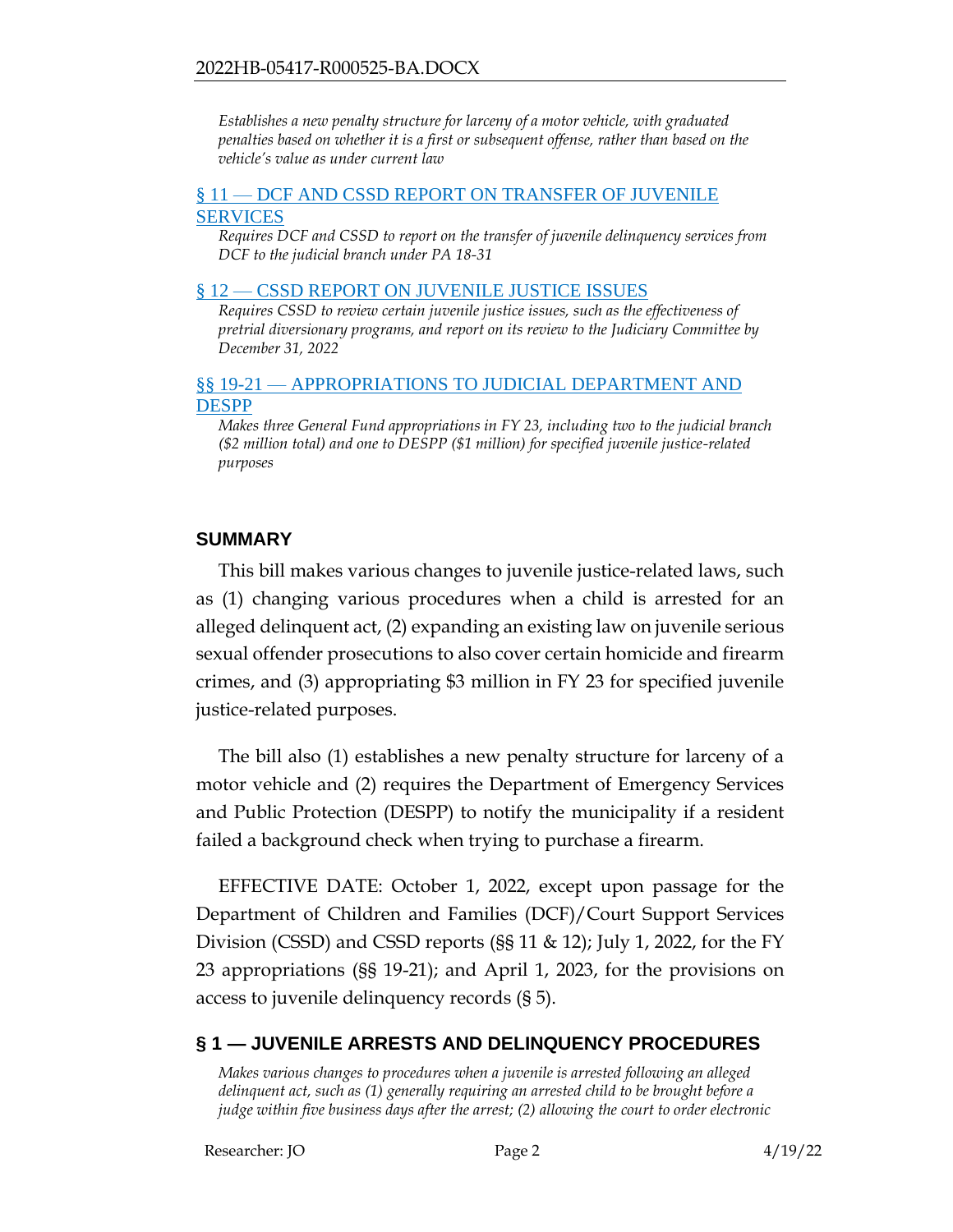*Establishes a new penalty structure for larceny of a motor vehicle, with graduated penalties based on whether it is a first or subsequent offense, rather than based on the vehicle's value as under current law*

[§ 11 — DCF AND CSSD REPORT ON TRANSFER OF JUVENILE SERVICES]

*Requires DCF and CSSD to report on the transfer of juvenile delinquency services from DCF to the judicial branch under PA 18-31*

[§ 12 — CSSD REPORT ON JUVENILE JUSTICE ISSUES]

*Requires CSSD to review certain juvenile justice issues, such as the effectiveness of pretrial diversionary programs, and report on its review to the Judiciary Committee by December 31, 2022*

[§§ 19-21 — APPROPRIATIONS TO JUDICIAL DEPARTMENT AND DESPP]

*Makes three General Fund appropriations in FY 23, including two to the judicial branch ($2 million total) and one to DESPP ($1 million) for specified juvenile justice-related purposes*

## SUMMARY

This bill makes various changes to juvenile justice-related laws, such as (1) changing various procedures when a child is arrested for an alleged delinquent act, (2) expanding an existing law on juvenile serious sexual offender prosecutions to also cover certain homicide and firearm crimes, and (3) appropriating $3 million in FY 23 for specified juvenile justice-related purposes.

The bill also (1) establishes a new penalty structure for larceny of a motor vehicle and (2) requires the Department of Emergency Services and Public Protection (DESPP) to notify the municipality if a resident failed a background check when trying to purchase a firearm.

EFFECTIVE DATE: October 1, 2022, except upon passage for the Department of Children and Families (DCF)/Court Support Services Division (CSSD) and CSSD reports (§§ 11 & 12); July 1, 2022, for the FY 23 appropriations (§§ 19-21); and April 1, 2023, for the provisions on access to juvenile delinquency records (§ 5).

## § 1 — JUVENILE ARRESTS AND DELINQUENCY PROCEDURES

*Makes various changes to procedures when a juvenile is arrested following an alleged delinquent act, such as (1) generally requiring an arrested child to be brought before a judge within five business days after the arrest; (2) allowing the court to order electronic*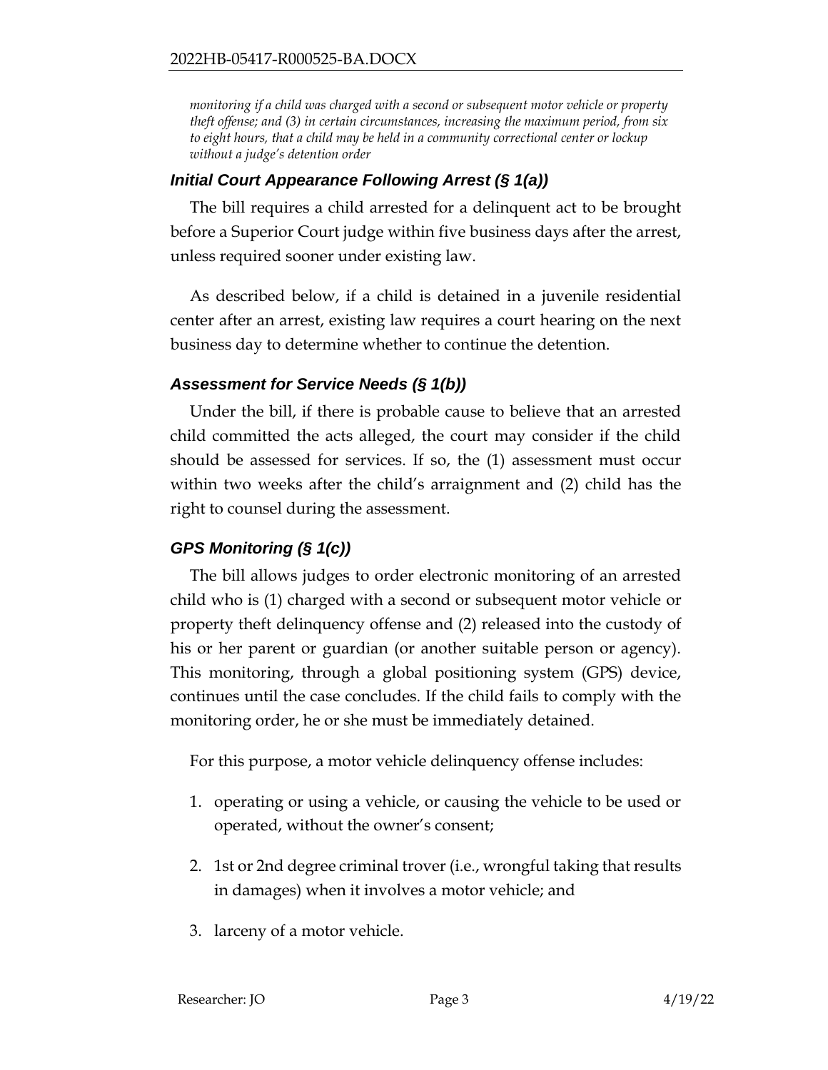*monitoring if a child was charged with a second or subsequent motor vehicle or property theft offense; and (3) in certain circumstances, increasing the maximum period, from six to eight hours, that a child may be held in a community correctional center or lockup without a judge's detention order*

### *Initial Court Appearance Following Arrest (§ 1(a))*

The bill requires a child arrested for a delinquent act to be brought before a Superior Court judge within five business days after the arrest, unless required sooner under existing law.

As described below, if a child is detained in a juvenile residential center after an arrest, existing law requires a court hearing on the next business day to determine whether to continue the detention.

### *Assessment for Service Needs (§ 1(b))*

Under the bill, if there is probable cause to believe that an arrested child committed the acts alleged, the court may consider if the child should be assessed for services. If so, the (1) assessment must occur within two weeks after the child's arraignment and (2) child has the right to counsel during the assessment.

### *GPS Monitoring (§ 1(c))*

The bill allows judges to order electronic monitoring of an arrested child who is (1) charged with a second or subsequent motor vehicle or property theft delinquency offense and (2) released into the custody of his or her parent or guardian (or another suitable person or agency). This monitoring, through a global positioning system (GPS) device, continues until the case concludes. If the child fails to comply with the monitoring order, he or she must be immediately detained.

For this purpose, a motor vehicle delinquency offense includes:

1. operating or using a vehicle, or causing the vehicle to be used or operated, without the owner's consent;
2. 1st or 2nd degree criminal trover (i.e., wrongful taking that results in damages) when it involves a motor vehicle; and
3. larceny of a motor vehicle.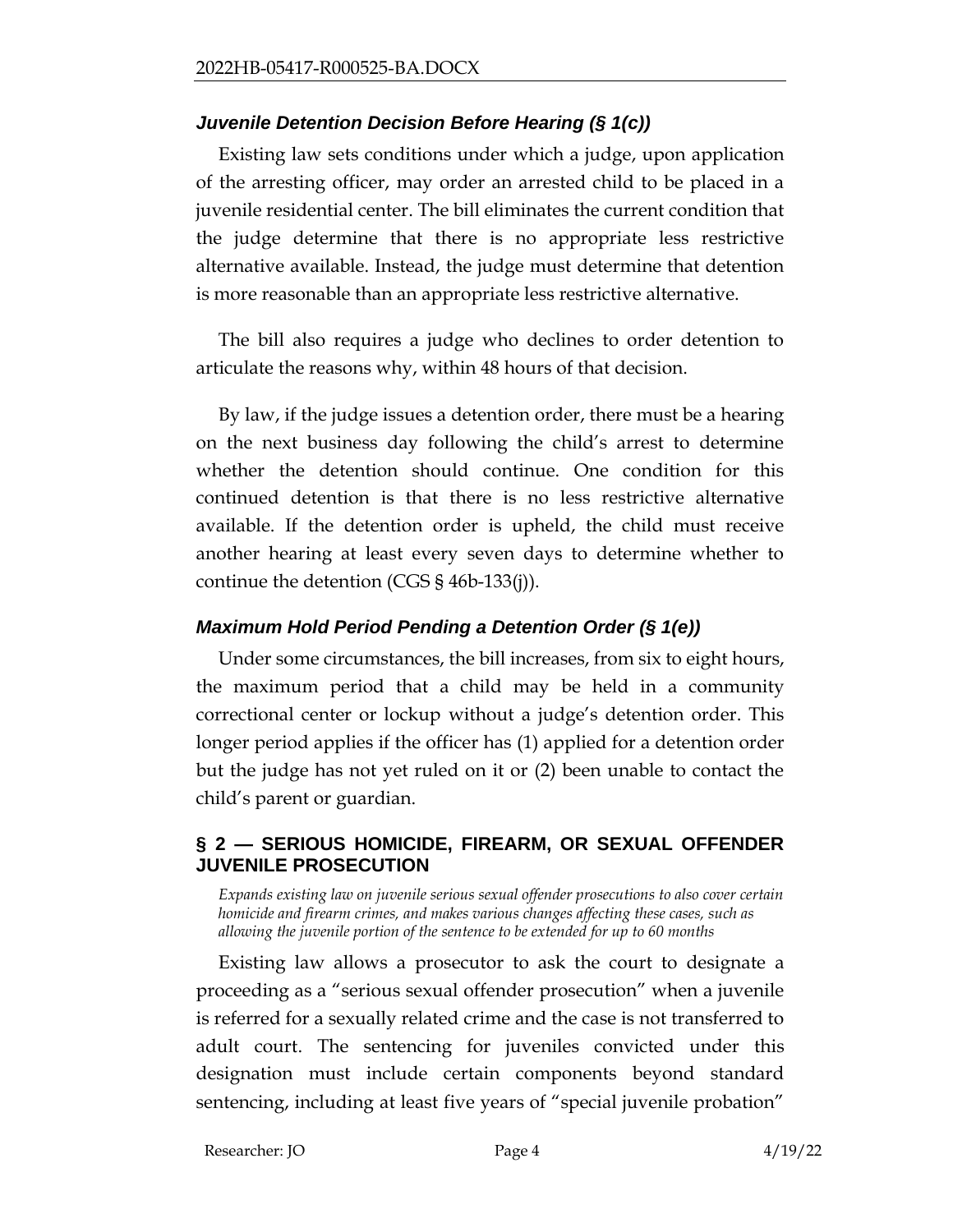### *Juvenile Detention Decision Before Hearing (§ 1(c))*

Existing law sets conditions under which a judge, upon application of the arresting officer, may order an arrested child to be placed in a juvenile residential center. The bill eliminates the current condition that the judge determine that there is no appropriate less restrictive alternative available. Instead, the judge must determine that detention is more reasonable than an appropriate less restrictive alternative.

The bill also requires a judge who declines to order detention to articulate the reasons why, within 48 hours of that decision.

By law, if the judge issues a detention order, there must be a hearing on the next business day following the child's arrest to determine whether the detention should continue. One condition for this continued detention is that there is no less restrictive alternative available. If the detention order is upheld, the child must receive another hearing at least every seven days to determine whether to continue the detention (CGS § 46b-133(j)).

### *Maximum Hold Period Pending a Detention Order (§ 1(e))*

Under some circumstances, the bill increases, from six to eight hours, the maximum period that a child may be held in a community correctional center or lockup without a judge's detention order. This longer period applies if the officer has (1) applied for a detention order but the judge has not yet ruled on it or (2) been unable to contact the child's parent or guardian.

## § 2 — SERIOUS HOMICIDE, FIREARM, OR SEXUAL OFFENDER JUVENILE PROSECUTION

*Expands existing law on juvenile serious sexual offender prosecutions to also cover certain homicide and firearm crimes, and makes various changes affecting these cases, such as allowing the juvenile portion of the sentence to be extended for up to 60 months*

Existing law allows a prosecutor to ask the court to designate a proceeding as a "serious sexual offender prosecution" when a juvenile is referred for a sexually related crime and the case is not transferred to adult court. The sentencing for juveniles convicted under this designation must include certain components beyond standard sentencing, including at least five years of "special juvenile probation"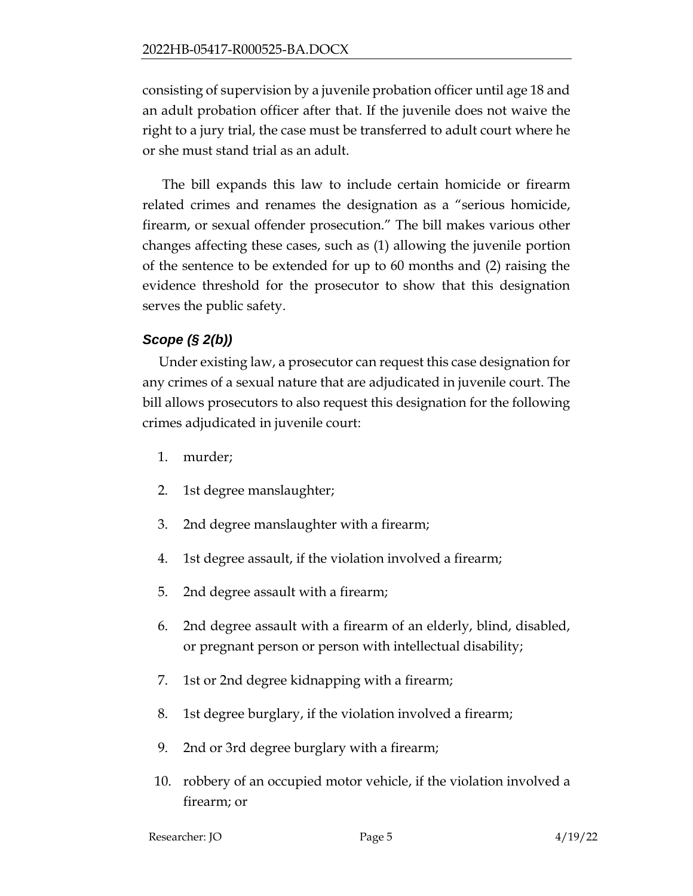consisting of supervision by a juvenile probation officer until age 18 and an adult probation officer after that. If the juvenile does not waive the right to a jury trial, the case must be transferred to adult court where he or she must stand trial as an adult.

The bill expands this law to include certain homicide or firearm related crimes and renames the designation as a "serious homicide, firearm, or sexual offender prosecution." The bill makes various other changes affecting these cases, such as (1) allowing the juvenile portion of the sentence to be extended for up to 60 months and (2) raising the evidence threshold for the prosecutor to show that this designation serves the public safety.

### *Scope (§ 2(b))*

Under existing law, a prosecutor can request this case designation for any crimes of a sexual nature that are adjudicated in juvenile court. The bill allows prosecutors to also request this designation for the following crimes adjudicated in juvenile court:

1. murder;
2. 1st degree manslaughter;
3. 2nd degree manslaughter with a firearm;
4. 1st degree assault, if the violation involved a firearm;
5. 2nd degree assault with a firearm;
6. 2nd degree assault with a firearm of an elderly, blind, disabled, or pregnant person or person with intellectual disability;
7. 1st or 2nd degree kidnapping with a firearm;
8. 1st degree burglary, if the violation involved a firearm;
9. 2nd or 3rd degree burglary with a firearm;
10. robbery of an occupied motor vehicle, if the violation involved a firearm; or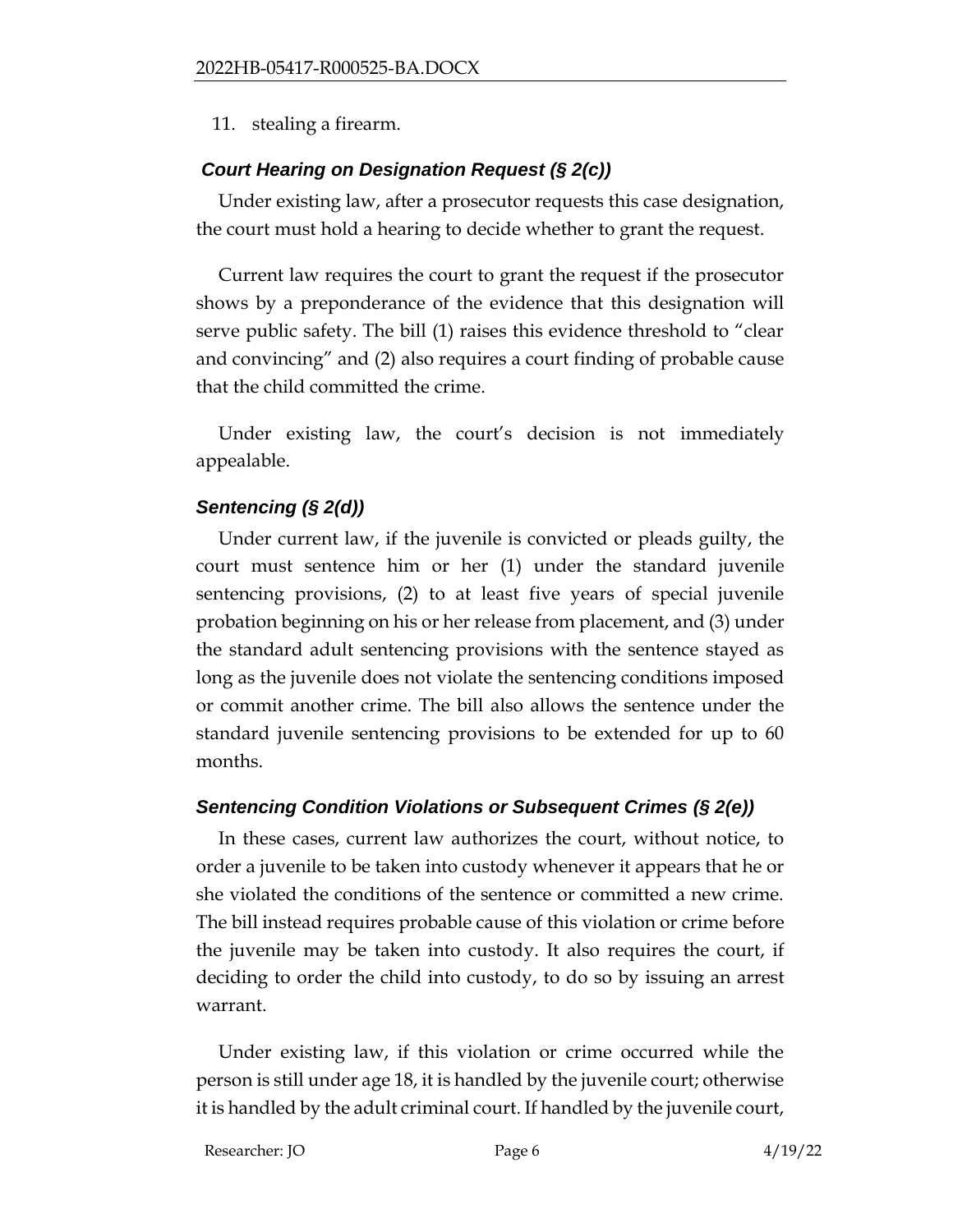11. stealing a firearm.

### *Court Hearing on Designation Request (§ 2(c))*

Under existing law, after a prosecutor requests this case designation, the court must hold a hearing to decide whether to grant the request.

Current law requires the court to grant the request if the prosecutor shows by a preponderance of the evidence that this designation will serve public safety. The bill (1) raises this evidence threshold to "clear and convincing" and (2) also requires a court finding of probable cause that the child committed the crime.

Under existing law, the court's decision is not immediately appealable.

### *Sentencing (§ 2(d))*

Under current law, if the juvenile is convicted or pleads guilty, the court must sentence him or her (1) under the standard juvenile sentencing provisions, (2) to at least five years of special juvenile probation beginning on his or her release from placement, and (3) under the standard adult sentencing provisions with the sentence stayed as long as the juvenile does not violate the sentencing conditions imposed or commit another crime. The bill also allows the sentence under the standard juvenile sentencing provisions to be extended for up to 60 months.

### *Sentencing Condition Violations or Subsequent Crimes (§ 2(e))*

In these cases, current law authorizes the court, without notice, to order a juvenile to be taken into custody whenever it appears that he or she violated the conditions of the sentence or committed a new crime. The bill instead requires probable cause of this violation or crime before the juvenile may be taken into custody. It also requires the court, if deciding to order the child into custody, to do so by issuing an arrest warrant.

Under existing law, if this violation or crime occurred while the person is still under age 18, it is handled by the juvenile court; otherwise it is handled by the adult criminal court. If handled by the juvenile court,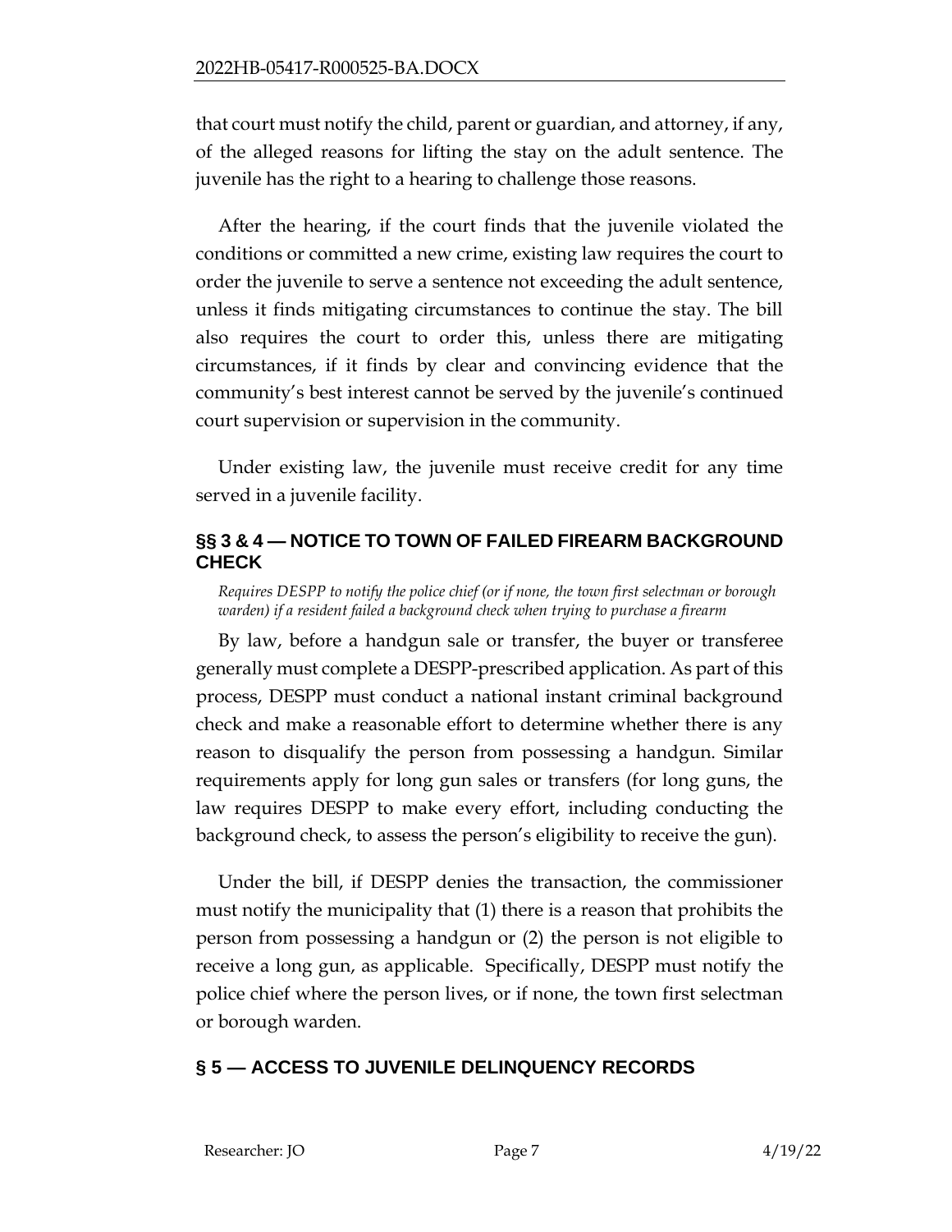that court must notify the child, parent or guardian, and attorney, if any, of the alleged reasons for lifting the stay on the adult sentence. The juvenile has the right to a hearing to challenge those reasons.

After the hearing, if the court finds that the juvenile violated the conditions or committed a new crime, existing law requires the court to order the juvenile to serve a sentence not exceeding the adult sentence, unless it finds mitigating circumstances to continue the stay. The bill also requires the court to order this, unless there are mitigating circumstances, if it finds by clear and convincing evidence that the community's best interest cannot be served by the juvenile's continued court supervision or supervision in the community.

Under existing law, the juvenile must receive credit for any time served in a juvenile facility.

## §§ 3 & 4 — NOTICE TO TOWN OF FAILED FIREARM BACKGROUND CHECK

*Requires DESPP to notify the police chief (or if none, the town first selectman or borough warden) if a resident failed a background check when trying to purchase a firearm*

By law, before a handgun sale or transfer, the buyer or transferee generally must complete a DESPP-prescribed application. As part of this process, DESPP must conduct a national instant criminal background check and make a reasonable effort to determine whether there is any reason to disqualify the person from possessing a handgun. Similar requirements apply for long gun sales or transfers (for long guns, the law requires DESPP to make every effort, including conducting the background check, to assess the person's eligibility to receive the gun).

Under the bill, if DESPP denies the transaction, the commissioner must notify the municipality that (1) there is a reason that prohibits the person from possessing a handgun or (2) the person is not eligible to receive a long gun, as applicable. Specifically, DESPP must notify the police chief where the person lives, or if none, the town first selectman or borough warden.

## § 5 — ACCESS TO JUVENILE DELINQUENCY RECORDS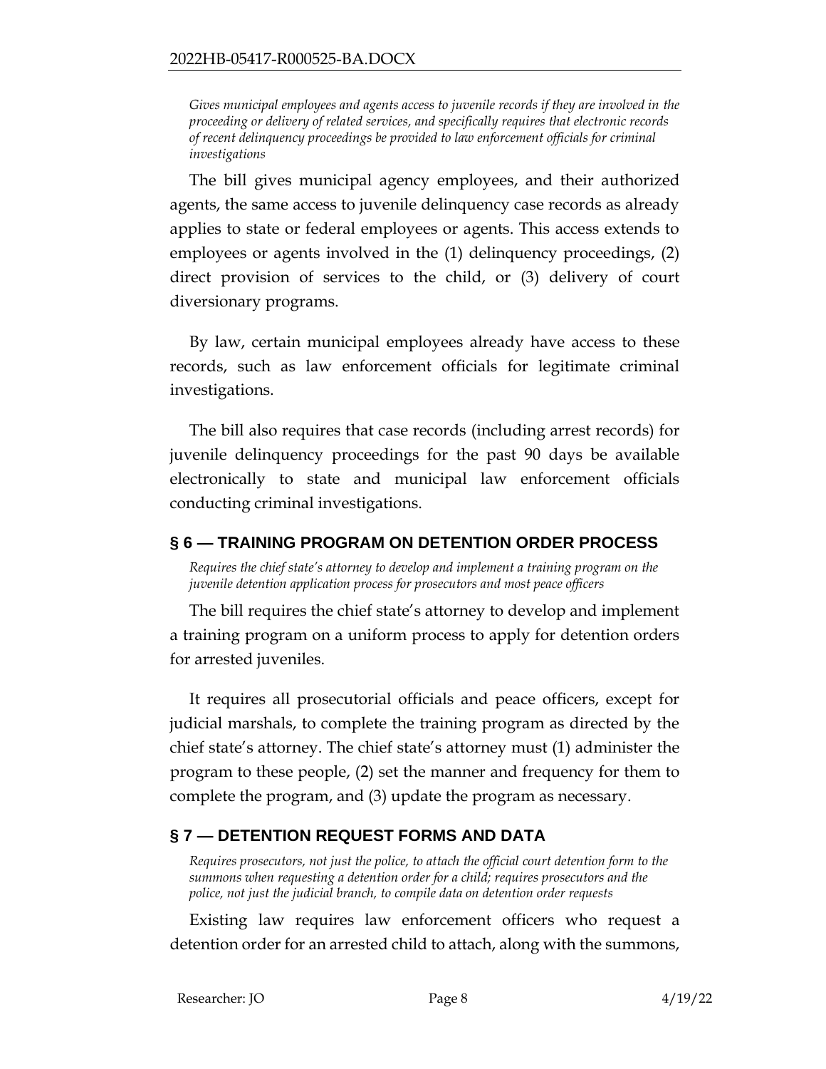*Gives municipal employees and agents access to juvenile records if they are involved in the proceeding or delivery of related services, and specifically requires that electronic records of recent delinquency proceedings be provided to law enforcement officials for criminal investigations*

The bill gives municipal agency employees, and their authorized agents, the same access to juvenile delinquency case records as already applies to state or federal employees or agents. This access extends to employees or agents involved in the (1) delinquency proceedings, (2) direct provision of services to the child, or (3) delivery of court diversionary programs.

By law, certain municipal employees already have access to these records, such as law enforcement officials for legitimate criminal investigations.

The bill also requires that case records (including arrest records) for juvenile delinquency proceedings for the past 90 days be available electronically to state and municipal law enforcement officials conducting criminal investigations.

## § 6 — TRAINING PROGRAM ON DETENTION ORDER PROCESS

*Requires the chief state's attorney to develop and implement a training program on the juvenile detention application process for prosecutors and most peace officers*

The bill requires the chief state's attorney to develop and implement a training program on a uniform process to apply for detention orders for arrested juveniles.

It requires all prosecutorial officials and peace officers, except for judicial marshals, to complete the training program as directed by the chief state's attorney. The chief state's attorney must (1) administer the program to these people, (2) set the manner and frequency for them to complete the program, and (3) update the program as necessary.

## § 7 — DETENTION REQUEST FORMS AND DATA

*Requires prosecutors, not just the police, to attach the official court detention form to the summons when requesting a detention order for a child; requires prosecutors and the police, not just the judicial branch, to compile data on detention order requests*

Existing law requires law enforcement officers who request a detention order for an arrested child to attach, along with the summons,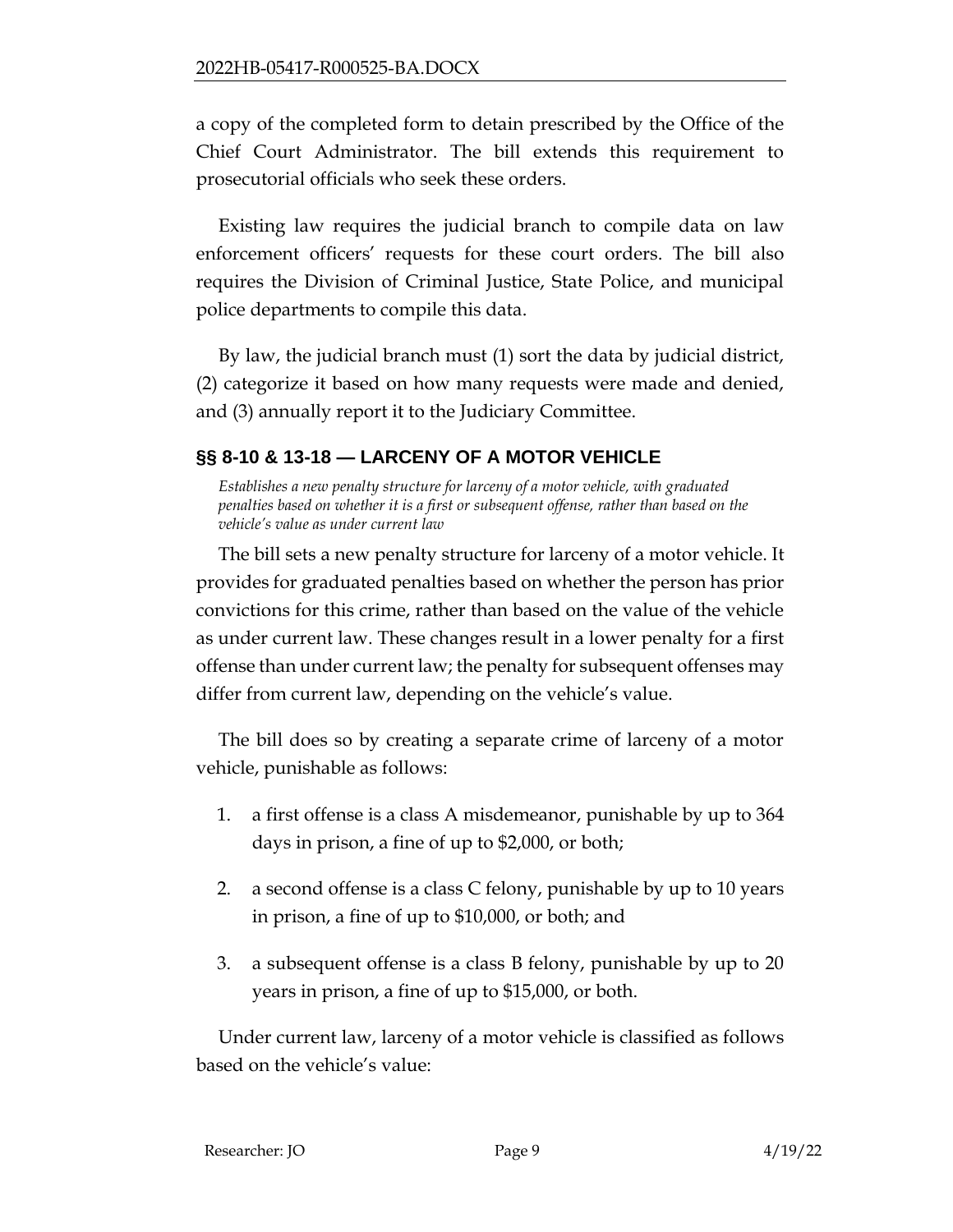a copy of the completed form to detain prescribed by the Office of the Chief Court Administrator. The bill extends this requirement to prosecutorial officials who seek these orders.

Existing law requires the judicial branch to compile data on law enforcement officers' requests for these court orders. The bill also requires the Division of Criminal Justice, State Police, and municipal police departments to compile this data.

By law, the judicial branch must (1) sort the data by judicial district, (2) categorize it based on how many requests were made and denied, and (3) annually report it to the Judiciary Committee.

## §§ 8-10 & 13-18 — LARCENY OF A MOTOR VEHICLE

*Establishes a new penalty structure for larceny of a motor vehicle, with graduated penalties based on whether it is a first or subsequent offense, rather than based on the vehicle's value as under current law*

The bill sets a new penalty structure for larceny of a motor vehicle. It provides for graduated penalties based on whether the person has prior convictions for this crime, rather than based on the value of the vehicle as under current law. These changes result in a lower penalty for a first offense than under current law; the penalty for subsequent offenses may differ from current law, depending on the vehicle's value.

The bill does so by creating a separate crime of larceny of a motor vehicle, punishable as follows:

1. a first offense is a class A misdemeanor, punishable by up to 364 days in prison, a fine of up to $2,000, or both;
2. a second offense is a class C felony, punishable by up to 10 years in prison, a fine of up to $10,000, or both; and
3. a subsequent offense is a class B felony, punishable by up to 20 years in prison, a fine of up to $15,000, or both.

Under current law, larceny of a motor vehicle is classified as follows based on the vehicle's value: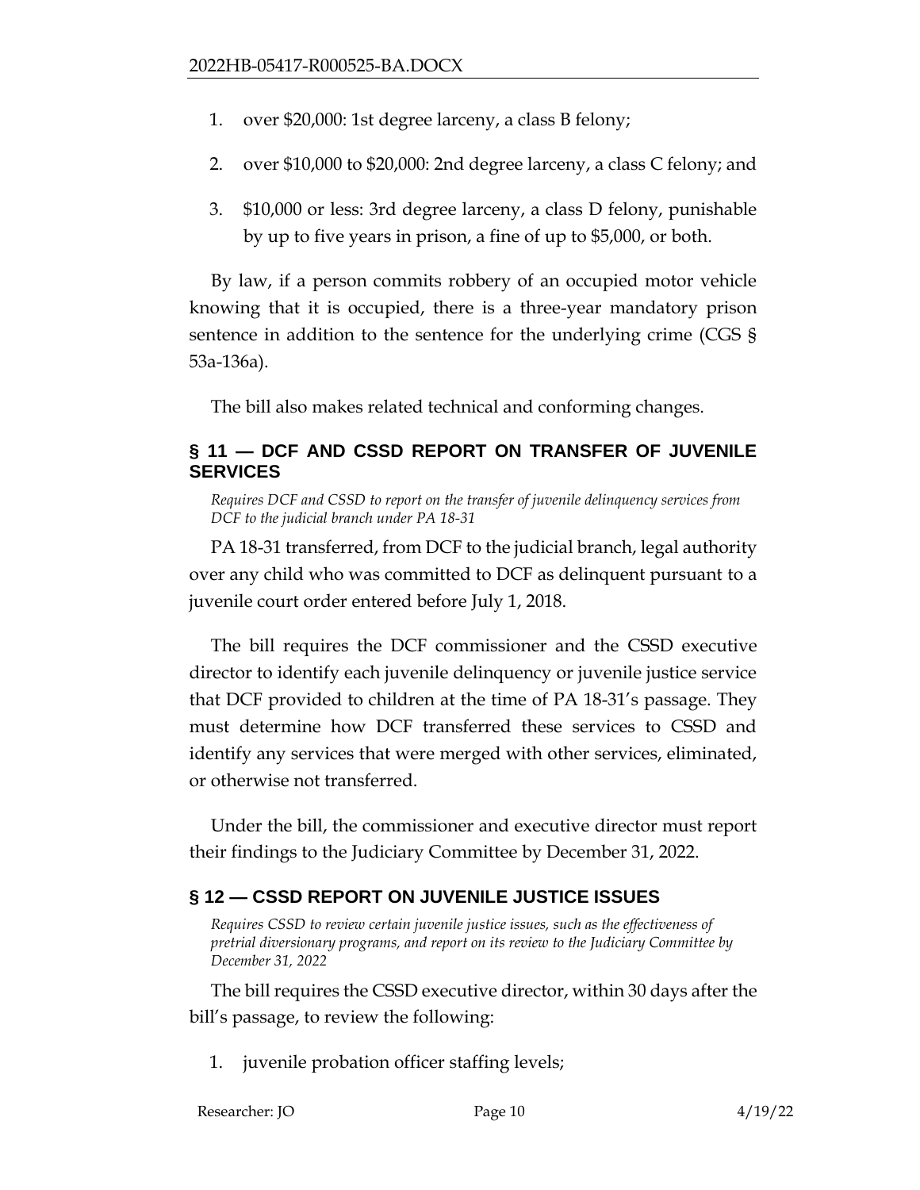1. over $20,000: 1st degree larceny, a class B felony;
2. over $10,000 to $20,000: 2nd degree larceny, a class C felony; and
3. $10,000 or less: 3rd degree larceny, a class D felony, punishable by up to five years in prison, a fine of up to $5,000, or both.

By law, if a person commits robbery of an occupied motor vehicle knowing that it is occupied, there is a three-year mandatory prison sentence in addition to the sentence for the underlying crime (CGS § 53a-136a).

The bill also makes related technical and conforming changes.

## § 11 — DCF AND CSSD REPORT ON TRANSFER OF JUVENILE SERVICES

*Requires DCF and CSSD to report on the transfer of juvenile delinquency services from DCF to the judicial branch under PA 18-31*

PA 18-31 transferred, from DCF to the judicial branch, legal authority over any child who was committed to DCF as delinquent pursuant to a juvenile court order entered before July 1, 2018.

The bill requires the DCF commissioner and the CSSD executive director to identify each juvenile delinquency or juvenile justice service that DCF provided to children at the time of PA 18-31's passage. They must determine how DCF transferred these services to CSSD and identify any services that were merged with other services, eliminated, or otherwise not transferred.

Under the bill, the commissioner and executive director must report their findings to the Judiciary Committee by December 31, 2022.

## § 12 — CSSD REPORT ON JUVENILE JUSTICE ISSUES

*Requires CSSD to review certain juvenile justice issues, such as the effectiveness of pretrial diversionary programs, and report on its review to the Judiciary Committee by December 31, 2022*

The bill requires the CSSD executive director, within 30 days after the bill's passage, to review the following:

1. juvenile probation officer staffing levels;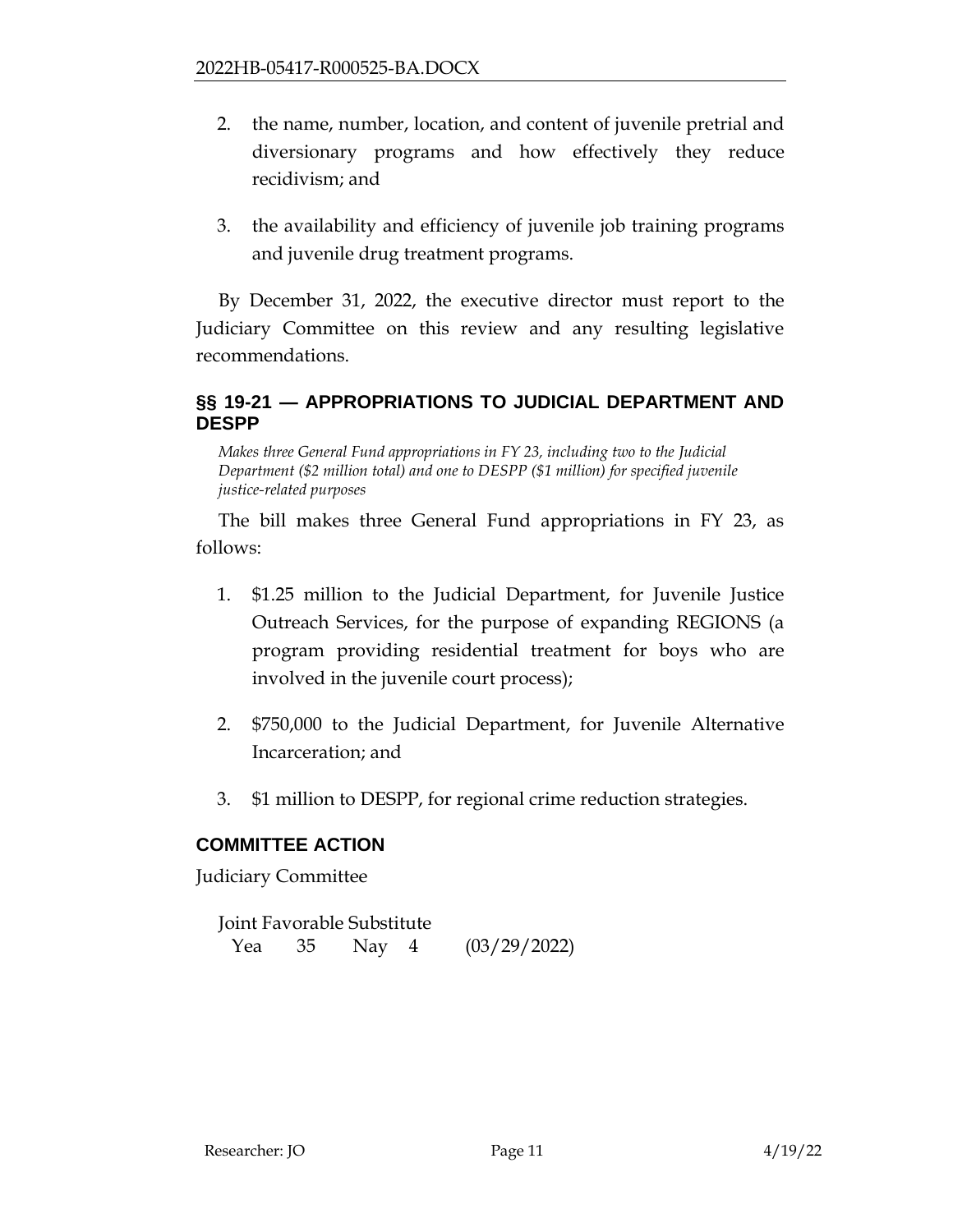2. the name, number, location, and content of juvenile pretrial and diversionary programs and how effectively they reduce recidivism; and

3. the availability and efficiency of juvenile job training programs and juvenile drug treatment programs.

By December 31, 2022, the executive director must report to the Judiciary Committee on this review and any resulting legislative recommendations.

## §§ 19-21 — APPROPRIATIONS TO JUDICIAL DEPARTMENT AND DESPP

*Makes three General Fund appropriations in FY 23, including two to the Judicial Department ($2 million total) and one to DESPP ($1 million) for specified juvenile justice-related purposes*

The bill makes three General Fund appropriations in FY 23, as follows:

1. $1.25 million to the Judicial Department, for Juvenile Justice Outreach Services, for the purpose of expanding REGIONS (a program providing residential treatment for boys who are involved in the juvenile court process);

2. $750,000 to the Judicial Department, for Juvenile Alternative Incarceration; and

3. $1 million to DESPP, for regional crime reduction strategies.

## COMMITTEE ACTION

Judiciary Committee

Joint Favorable Substitute
Yea 35 Nay 4 (03/29/2022)